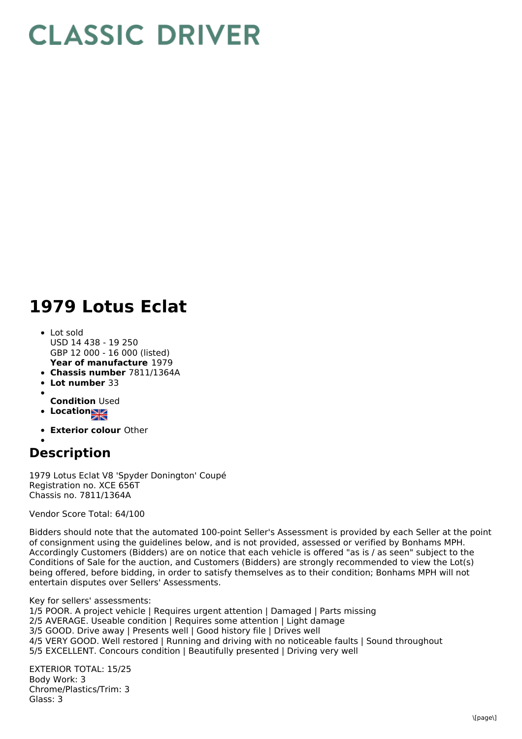# CLASSIC DRIVER

# 1979 Lotus Eclat

- Lot sold
  USD 14 438 - 19 250
  GBP 12 000 - 16 000 (listed)
  **Year of manufacture** 1979
- **Chassis number** 7811/1364A
- **Lot number** 33
- **Condition** Used
- **Location**
- **Exterior colour** Other

## Description

1979 Lotus Eclat V8 'Spyder Donington' Coupé
Registration no. XCE 656T
Chassis no. 7811/1364A

Vendor Score Total: 64/100

Bidders should note that the automated 100-point Seller's Assessment is provided by each Seller at the point of consignment using the guidelines below, and is not provided, assessed or verified by Bonhams MPH. Accordingly Customers (Bidders) are on notice that each vehicle is offered "as is / as seen" subject to the Conditions of Sale for the auction, and Customers (Bidders) are strongly recommended to view the Lot(s) being offered, before bidding, in order to satisfy themselves as to their condition; Bonhams MPH will not entertain disputes over Sellers' Assessments.

Key for sellers' assessments:
1/5 POOR. A project vehicle | Requires urgent attention | Damaged | Parts missing
2/5 AVERAGE. Useable condition | Requires some attention | Light damage
3/5 GOOD. Drive away | Presents well | Good history file | Drives well
4/5 VERY GOOD. Well restored | Running and driving with no noticeable faults | Sound throughout
5/5 EXCELLENT. Concours condition | Beautifully presented | Driving very well

EXTERIOR TOTAL: 15/25
Body Work: 3
Chrome/Plastics/Trim: 3
Glass: 3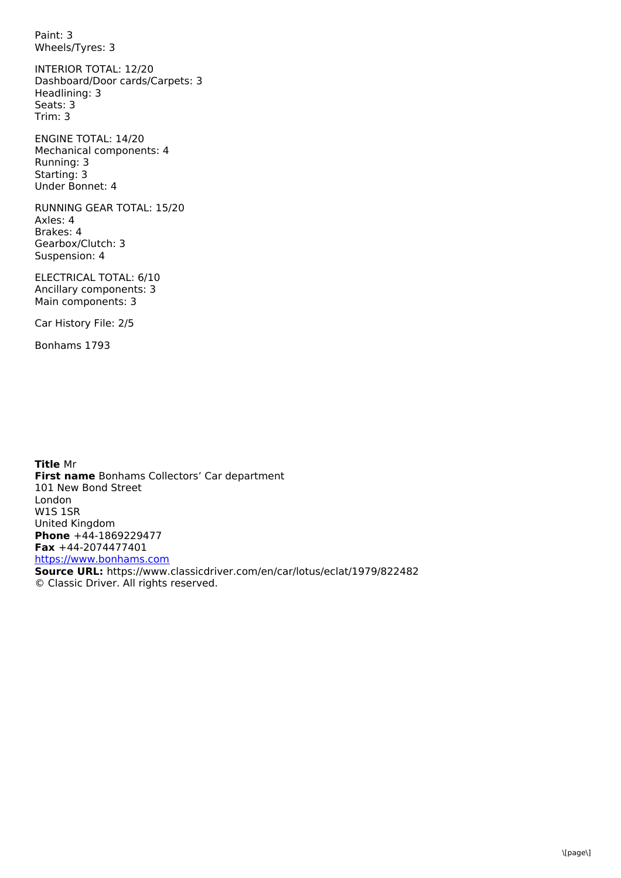Paint: 3
Wheels/Tyres: 3

INTERIOR TOTAL: 12/20
Dashboard/Door cards/Carpets: 3
Headlining: 3
Seats: 3
Trim: 3

ENGINE TOTAL: 14/20
Mechanical components: 4
Running: 3
Starting: 3
Under Bonnet: 4

RUNNING GEAR TOTAL: 15/20
Axles: 4
Brakes: 4
Gearbox/Clutch: 3
Suspension: 4

ELECTRICAL TOTAL: 6/10
Ancillary components: 3
Main components: 3

Car History File: 2/5

Bonhams 1793

**Title** Mr
**First name** Bonhams Collectors' Car department
101 New Bond Street
London
W1S 1SR
United Kingdom
**Phone** +44-1869229477
**Fax** +44-2074477401
https://www.bonhams.com
**Source URL:** https://www.classicdriver.com/en/car/lotus/eclat/1979/822482
© Classic Driver. All rights reserved.